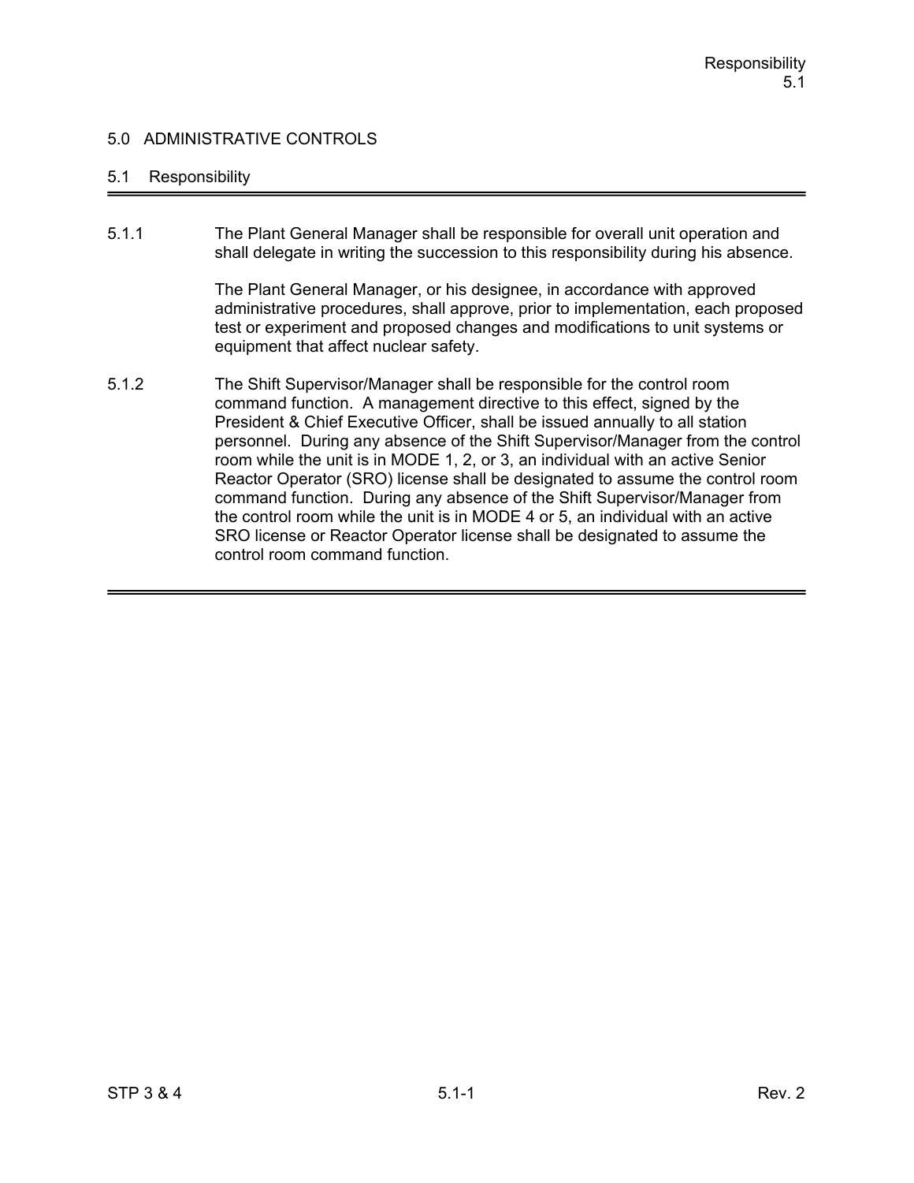# 5.0 ADMINISTRATIVE CONTROLS

## 5.1 Responsibility

5.1.1 The Plant General Manager shall be responsible for overall unit operation and shall delegate in writing the succession to this responsibility during his absence.

The Plant General Manager, or his designee, in accordance with approved administrative procedures, shall approve, prior to implementation, each proposed test or experiment and proposed changes and modifications to unit systems or equipment that affect nuclear safety.

5.1.2 The Shift Supervisor/Manager shall be responsible for the control room command function. A management directive to this effect, signed by the President & Chief Executive Officer, shall be issued annually to all station personnel. During any absence of the Shift Supervisor/Manager from the control room while the unit is in MODE 1, 2, or 3, an individual with an active Senior Reactor Operator (SRO) license shall be designated to assume the control room command function. During any absence of the Shift Supervisor/Manager from the control room while the unit is in MODE 4 or 5, an individual with an active SRO license or Reactor Operator license shall be designated to assume the control room command function.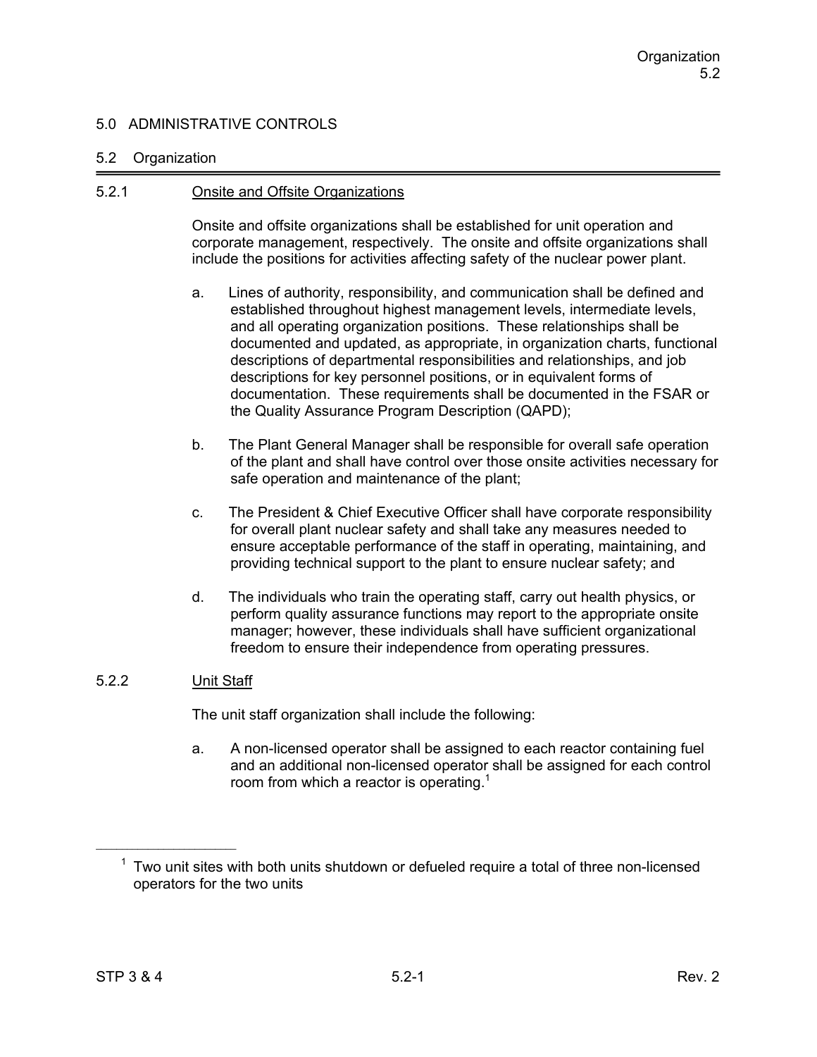# 5.0 ADMINISTRATIVE CONTROLS

## 5.2 Organization

### 5.2.1 Onsite and Offsite Organizations

Onsite and offsite organizations shall be established for unit operation and corporate management, respectively. The onsite and offsite organizations shall include the positions for activities affecting safety of the nuclear power plant.

a. Lines of authority, responsibility, and communication shall be defined and established throughout highest management levels, intermediate levels, and all operating organization positions. These relationships shall be documented and updated, as appropriate, in organization charts, functional descriptions of departmental responsibilities and relationships, and job descriptions for key personnel positions, or in equivalent forms of documentation. These requirements shall be documented in the FSAR or the Quality Assurance Program Description (QAPD);

b. The Plant General Manager shall be responsible for overall safe operation of the plant and shall have control over those onsite activities necessary for safe operation and maintenance of the plant;

c. The President & Chief Executive Officer shall have corporate responsibility for overall plant nuclear safety and shall take any measures needed to ensure acceptable performance of the staff in operating, maintaining, and providing technical support to the plant to ensure nuclear safety; and

d. The individuals who train the operating staff, carry out health physics, or perform quality assurance functions may report to the appropriate onsite manager; however, these individuals shall have sufficient organizational freedom to ensure their independence from operating pressures.

### 5.2.2 Unit Staff

The unit staff organization shall include the following:

a. A non-licensed operator shall be assigned to each reactor containing fuel and an additional non-licensed operator shall be assigned for each control room from which a reactor is operating.[1]

---

[1] Two unit sites with both units shutdown or defueled require a total of three non-licensed operators for the two units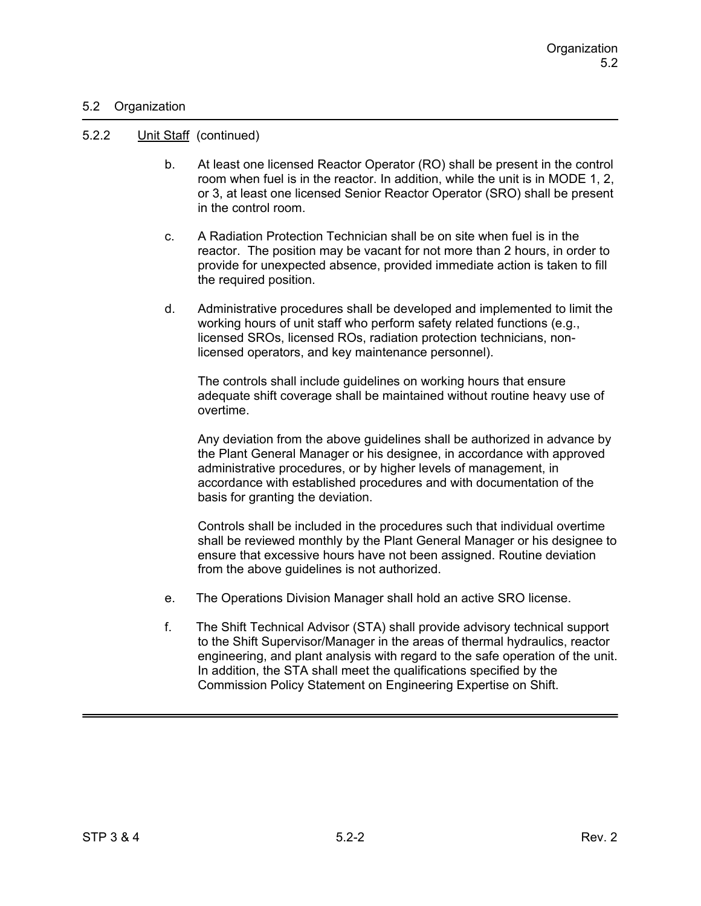## 5.2 Organization

### 5.2.2 Unit Staff (continued)

b. At least one licensed Reactor Operator (RO) shall be present in the control room when fuel is in the reactor. In addition, while the unit is in MODE 1, 2, or 3, at least one licensed Senior Reactor Operator (SRO) shall be present in the control room.

c. A Radiation Protection Technician shall be on site when fuel is in the reactor. The position may be vacant for not more than 2 hours, in order to provide for unexpected absence, provided immediate action is taken to fill the required position.

d. Administrative procedures shall be developed and implemented to limit the working hours of unit staff who perform safety related functions (e.g., licensed SROs, licensed ROs, radiation protection technicians, non-licensed operators, and key maintenance personnel).

   The controls shall include guidelines on working hours that ensure adequate shift coverage shall be maintained without routine heavy use of overtime.

   Any deviation from the above guidelines shall be authorized in advance by the Plant General Manager or his designee, in accordance with approved administrative procedures, or by higher levels of management, in accordance with established procedures and with documentation of the basis for granting the deviation.

   Controls shall be included in the procedures such that individual overtime shall be reviewed monthly by the Plant General Manager or his designee to ensure that excessive hours have not been assigned. Routine deviation from the above guidelines is not authorized.

e. The Operations Division Manager shall hold an active SRO license.

f. The Shift Technical Advisor (STA) shall provide advisory technical support to the Shift Supervisor/Manager in the areas of thermal hydraulics, reactor engineering, and plant analysis with regard to the safe operation of the unit. In addition, the STA shall meet the qualifications specified by the Commission Policy Statement on Engineering Expertise on Shift.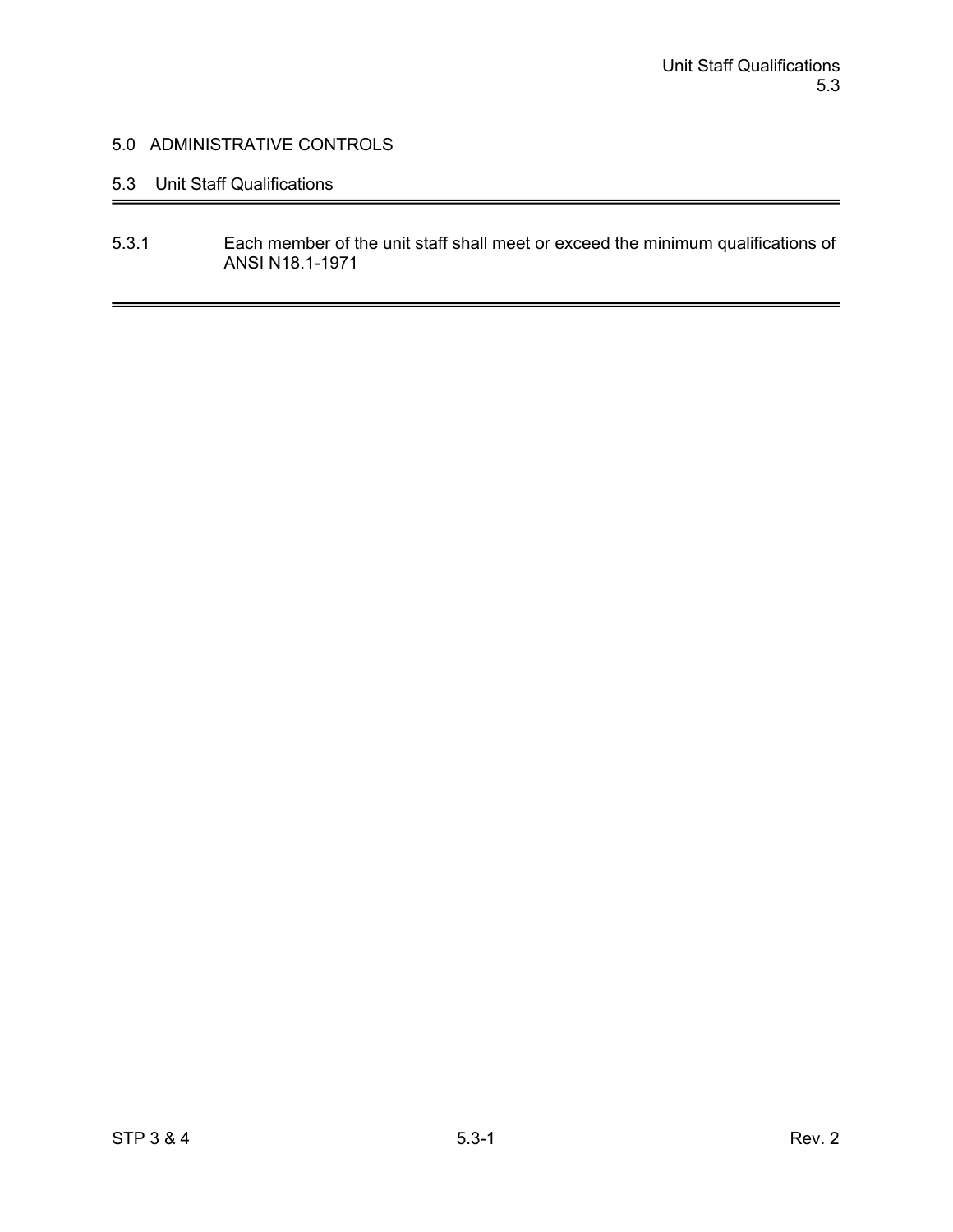# 5.0 ADMINISTRATIVE CONTROLS

## 5.3 Unit Staff Qualifications

5.3.1 Each member of the unit staff shall meet or exceed the minimum qualifications of ANSI N18.1-1971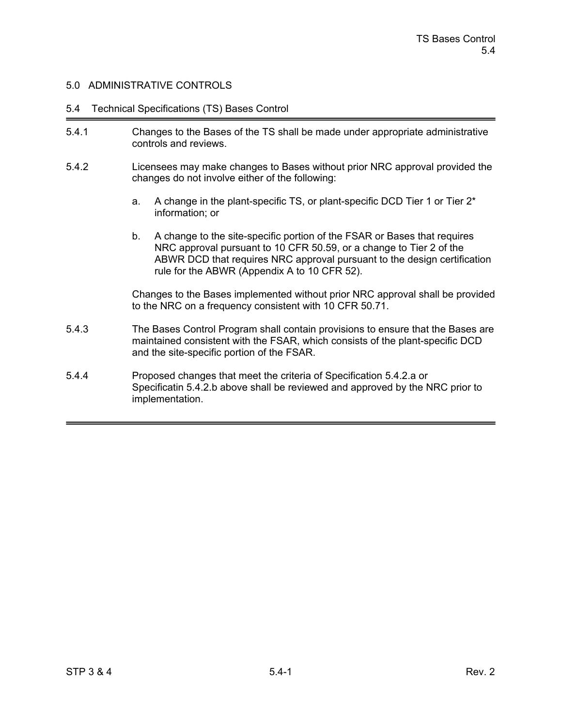## 5.0 ADMINISTRATIVE CONTROLS

### 5.4 Technical Specifications (TS) Bases Control

5.4.1 Changes to the Bases of the TS shall be made under appropriate administrative controls and reviews.

5.4.2 Licensees may make changes to Bases without prior NRC approval provided the changes do not involve either of the following:

a. A change in the plant-specific TS, or plant-specific DCD Tier 1 or Tier 2* information; or

b. A change to the site-specific portion of the FSAR or Bases that requires NRC approval pursuant to 10 CFR 50.59, or a change to Tier 2 of the ABWR DCD that requires NRC approval pursuant to the design certification rule for the ABWR (Appendix A to 10 CFR 52).

Changes to the Bases implemented without prior NRC approval shall be provided to the NRC on a frequency consistent with 10 CFR 50.71.

5.4.3 The Bases Control Program shall contain provisions to ensure that the Bases are maintained consistent with the FSAR, which consists of the plant-specific DCD and the site-specific portion of the FSAR.

5.4.4 Proposed changes that meet the criteria of Specification 5.4.2.a or Specificatin 5.4.2.b above shall be reviewed and approved by the NRC prior to implementation.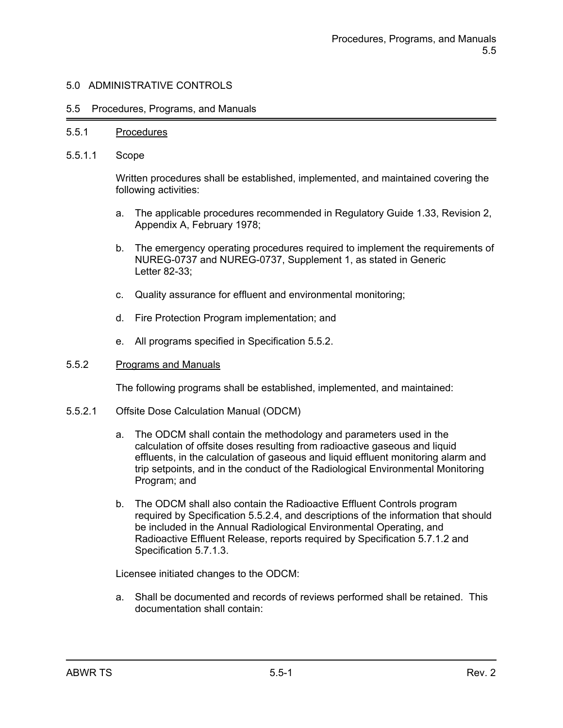## 5.0 ADMINISTRATIVE CONTROLS

### 5.5 Procedures, Programs, and Manuals

5.5.1 Procedures

5.5.1.1 Scope

Written procedures shall be established, implemented, and maintained covering the following activities:

a. The applicable procedures recommended in Regulatory Guide 1.33, Revision 2, Appendix A, February 1978;

b. The emergency operating procedures required to implement the requirements of NUREG-0737 and NUREG-0737, Supplement 1, as stated in Generic Letter 82-33;

c. Quality assurance for effluent and environmental monitoring;

d. Fire Protection Program implementation; and

e. All programs specified in Specification 5.5.2.

5.5.2 Programs and Manuals

The following programs shall be established, implemented, and maintained:

5.5.2.1 Offsite Dose Calculation Manual (ODCM)

a. The ODCM shall contain the methodology and parameters used in the calculation of offsite doses resulting from radioactive gaseous and liquid effluents, in the calculation of gaseous and liquid effluent monitoring alarm and trip setpoints, and in the conduct of the Radiological Environmental Monitoring Program; and

b. The ODCM shall also contain the Radioactive Effluent Controls program required by Specification 5.5.2.4, and descriptions of the information that should be included in the Annual Radiological Environmental Operating, and Radioactive Effluent Release, reports required by Specification 5.7.1.2 and Specification 5.7.1.3.

Licensee initiated changes to the ODCM:

a. Shall be documented and records of reviews performed shall be retained. This documentation shall contain: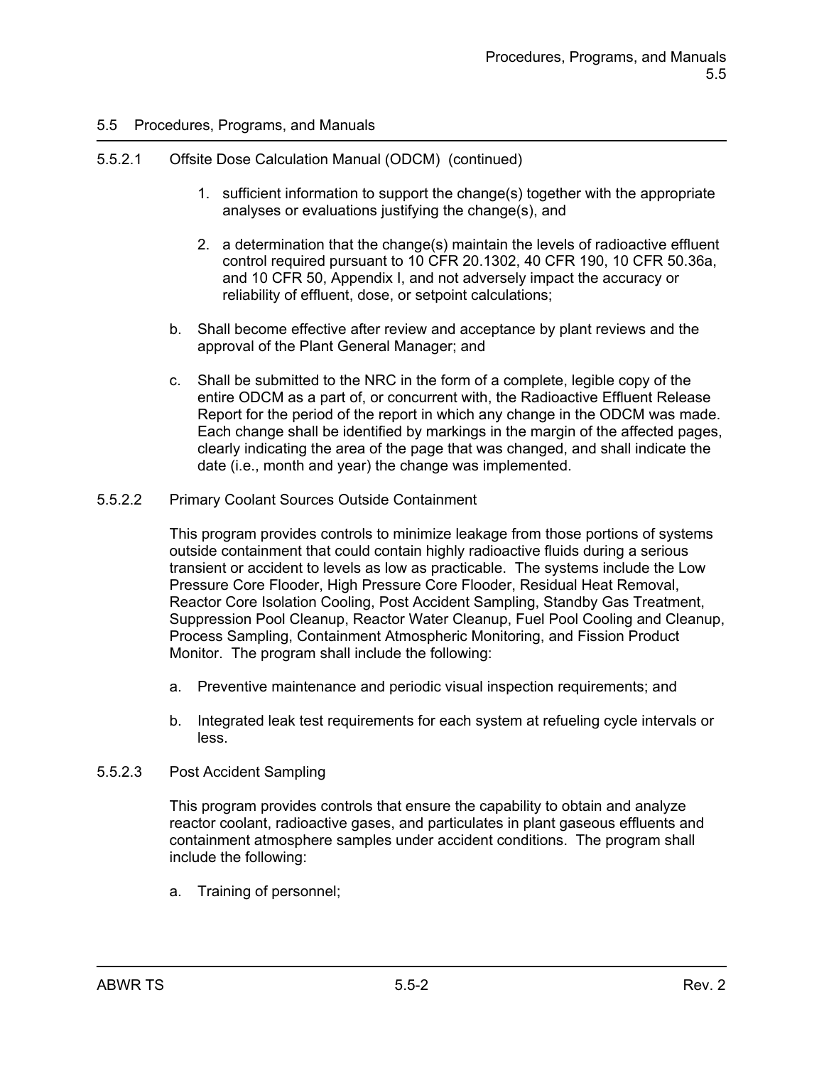## 5.5 Procedures, Programs, and Manuals

5.5.2.1 Offsite Dose Calculation Manual (ODCM) (continued)

1. sufficient information to support the change(s) together with the appropriate analyses or evaluations justifying the change(s), and

2. a determination that the change(s) maintain the levels of radioactive effluent control required pursuant to 10 CFR 20.1302, 40 CFR 190, 10 CFR 50.36a, and 10 CFR 50, Appendix I, and not adversely impact the accuracy or reliability of effluent, dose, or setpoint calculations;

b. Shall become effective after review and acceptance by plant reviews and the approval of the Plant General Manager; and

c. Shall be submitted to the NRC in the form of a complete, legible copy of the entire ODCM as a part of, or concurrent with, the Radioactive Effluent Release Report for the period of the report in which any change in the ODCM was made. Each change shall be identified by markings in the margin of the affected pages, clearly indicating the area of the page that was changed, and shall indicate the date (i.e., month and year) the change was implemented.

5.5.2.2 Primary Coolant Sources Outside Containment

This program provides controls to minimize leakage from those portions of systems outside containment that could contain highly radioactive fluids during a serious transient or accident to levels as low as practicable. The systems include the Low Pressure Core Flooder, High Pressure Core Flooder, Residual Heat Removal, Reactor Core Isolation Cooling, Post Accident Sampling, Standby Gas Treatment, Suppression Pool Cleanup, Reactor Water Cleanup, Fuel Pool Cooling and Cleanup, Process Sampling, Containment Atmospheric Monitoring, and Fission Product Monitor. The program shall include the following:

a. Preventive maintenance and periodic visual inspection requirements; and

b. Integrated leak test requirements for each system at refueling cycle intervals or less.

5.5.2.3 Post Accident Sampling

This program provides controls that ensure the capability to obtain and analyze reactor coolant, radioactive gases, and particulates in plant gaseous effluents and containment atmosphere samples under accident conditions. The program shall include the following:

a. Training of personnel;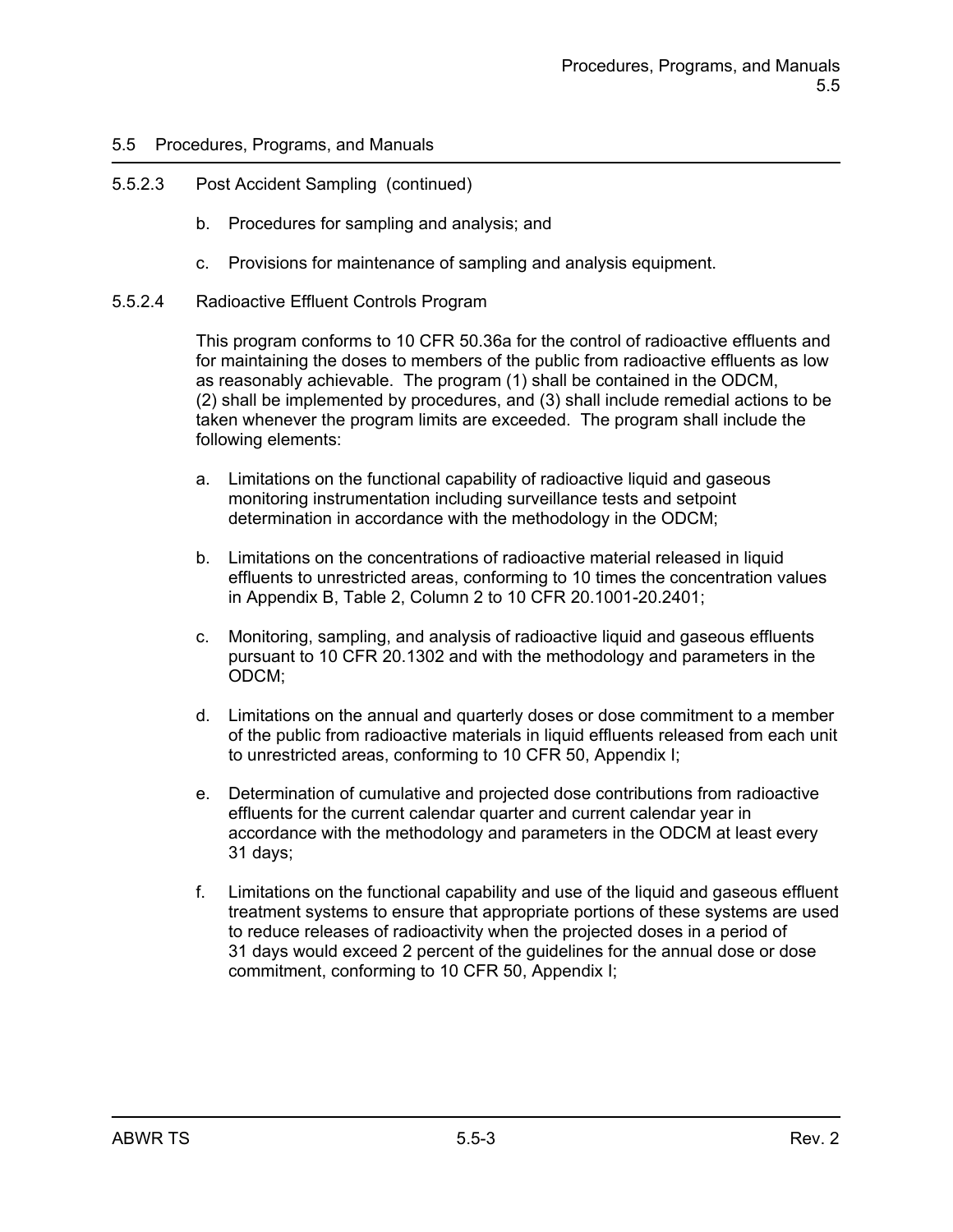## 5.5 Procedures, Programs, and Manuals

5.5.2.3 Post Accident Sampling (continued)

b. Procedures for sampling and analysis; and

c. Provisions for maintenance of sampling and analysis equipment.

5.5.2.4 Radioactive Effluent Controls Program

This program conforms to 10 CFR 50.36a for the control of radioactive effluents and for maintaining the doses to members of the public from radioactive effluents as low as reasonably achievable. The program (1) shall be contained in the ODCM, (2) shall be implemented by procedures, and (3) shall include remedial actions to be taken whenever the program limits are exceeded. The program shall include the following elements:

a. Limitations on the functional capability of radioactive liquid and gaseous monitoring instrumentation including surveillance tests and setpoint determination in accordance with the methodology in the ODCM;

b. Limitations on the concentrations of radioactive material released in liquid effluents to unrestricted areas, conforming to 10 times the concentration values in Appendix B, Table 2, Column 2 to 10 CFR 20.1001-20.2401;

c. Monitoring, sampling, and analysis of radioactive liquid and gaseous effluents pursuant to 10 CFR 20.1302 and with the methodology and parameters in the ODCM;

d. Limitations on the annual and quarterly doses or dose commitment to a member of the public from radioactive materials in liquid effluents released from each unit to unrestricted areas, conforming to 10 CFR 50, Appendix I;

e. Determination of cumulative and projected dose contributions from radioactive effluents for the current calendar quarter and current calendar year in accordance with the methodology and parameters in the ODCM at least every 31 days;

f. Limitations on the functional capability and use of the liquid and gaseous effluent treatment systems to ensure that appropriate portions of these systems are used to reduce releases of radioactivity when the projected doses in a period of 31 days would exceed 2 percent of the guidelines for the annual dose or dose commitment, conforming to 10 CFR 50, Appendix I;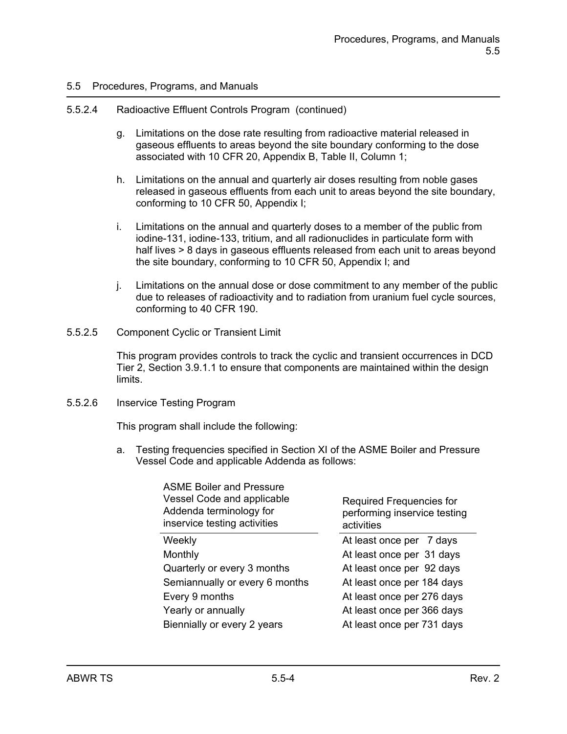## 5.5 Procedures, Programs, and Manuals

### 5.5.2.4 Radioactive Effluent Controls Program (continued)

g. Limitations on the dose rate resulting from radioactive material released in gaseous effluents to areas beyond the site boundary conforming to the dose associated with 10 CFR 20, Appendix B, Table II, Column 1;

h. Limitations on the annual and quarterly air doses resulting from noble gases released in gaseous effluents from each unit to areas beyond the site boundary, conforming to 10 CFR 50, Appendix I;

i. Limitations on the annual and quarterly doses to a member of the public from iodine-131, iodine-133, tritium, and all radionuclides in particulate form with half lives > 8 days in gaseous effluents released from each unit to areas beyond the site boundary, conforming to 10 CFR 50, Appendix I; and

j. Limitations on the annual dose or dose commitment to any member of the public due to releases of radioactivity and to radiation from uranium fuel cycle sources, conforming to 40 CFR 190.

### 5.5.2.5 Component Cyclic or Transient Limit

This program provides controls to track the cyclic and transient occurrences in DCD Tier 2, Section 3.9.1.1 to ensure that components are maintained within the design limits.

### 5.5.2.6 Inservice Testing Program

This program shall include the following:

a. Testing frequencies specified in Section XI of the ASME Boiler and Pressure Vessel Code and applicable Addenda as follows:

| ASME Boiler and Pressure Vessel Code and applicable Addenda terminology for inservice testing activities | Required Frequencies for performing inservice testing activities |
|---|---|
| Weekly | At least once per 7 days |
| Monthly | At least once per 31 days |
| Quarterly or every 3 months | At least once per 92 days |
| Semiannually or every 6 months | At least once per 184 days |
| Every 9 months | At least once per 276 days |
| Yearly or annually | At least once per 366 days |
| Biennially or every 2 years | At least once per 731 days |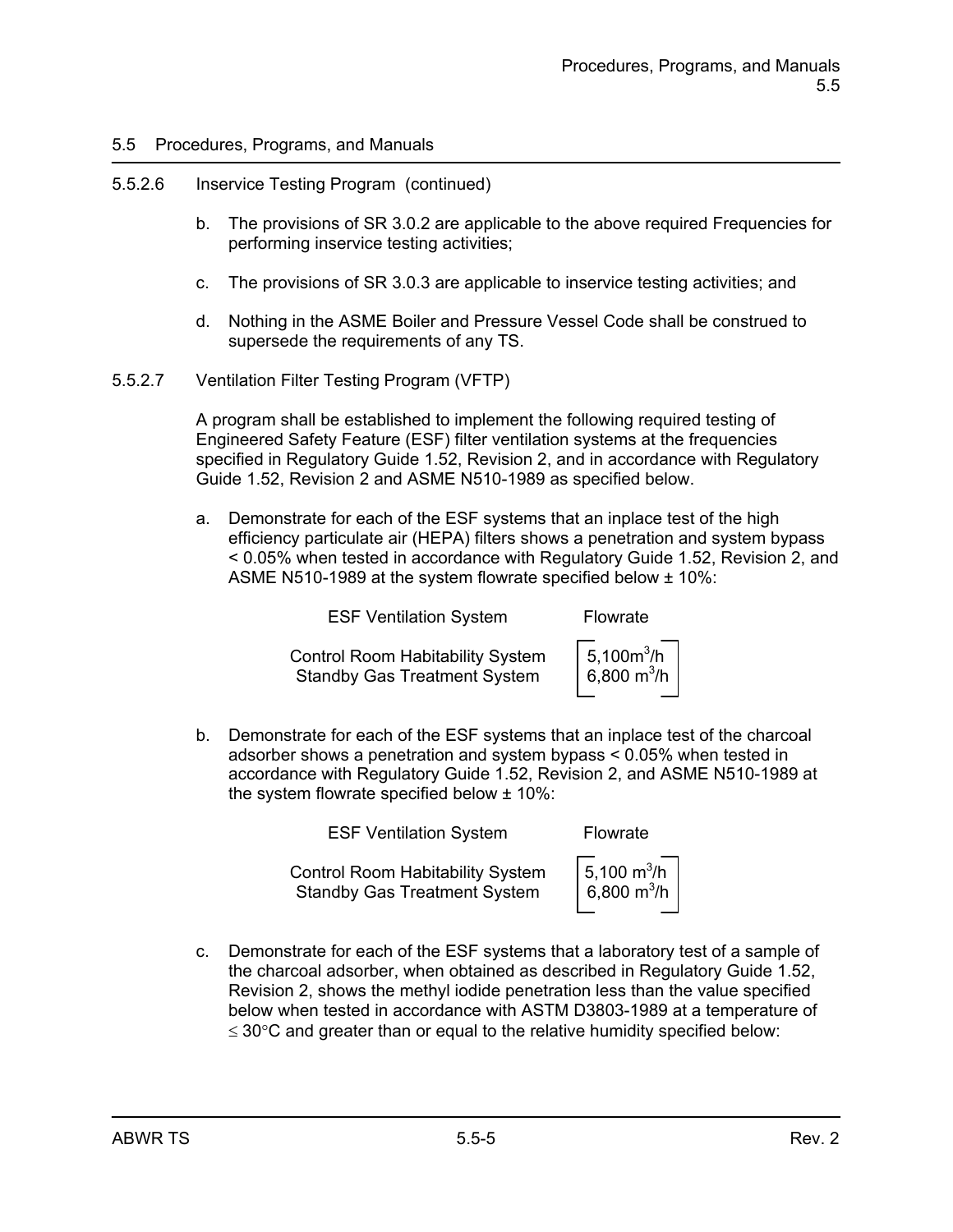## 5.5 Procedures, Programs, and Manuals

5.5.2.6 Inservice Testing Program (continued)

b. The provisions of SR 3.0.2 are applicable to the above required Frequencies for performing inservice testing activities;

c. The provisions of SR 3.0.3 are applicable to inservice testing activities; and

d. Nothing in the ASME Boiler and Pressure Vessel Code shall be construed to supersede the requirements of any TS.

5.5.2.7 Ventilation Filter Testing Program (VFTP)

A program shall be established to implement the following required testing of Engineered Safety Feature (ESF) filter ventilation systems at the frequencies specified in Regulatory Guide 1.52, Revision 2, and in accordance with Regulatory Guide 1.52, Revision 2 and ASME N510-1989 as specified below.

a. Demonstrate for each of the ESF systems that an inplace test of the high efficiency particulate air (HEPA) filters shows a penetration and system bypass < 0.05% when tested in accordance with Regulatory Guide 1.52, Revision 2, and ASME N510-1989 at the system flowrate specified below ± 10%:

| ESF Ventilation System | Flowrate |
|---|---|
| Control Room Habitability System | [5,100$m^3$/h] |
| Standby Gas Treatment System | [6,800 $m^3$/h] |

b. Demonstrate for each of the ESF systems that an inplace test of the charcoal adsorber shows a penetration and system bypass < 0.05% when tested in accordance with Regulatory Guide 1.52, Revision 2, and ASME N510-1989 at the system flowrate specified below ± 10%:

| ESF Ventilation System | Flowrate |
|---|---|
| Control Room Habitability System | [5,100 $m^3$/h] |
| Standby Gas Treatment System | [6,800 $m^3$/h] |

c. Demonstrate for each of the ESF systems that a laboratory test of a sample of the charcoal adsorber, when obtained as described in Regulatory Guide 1.52, Revision 2, shows the methyl iodide penetration less than the value specified below when tested in accordance with ASTM D3803-1989 at a temperature of $\leq 30°C$ and greater than or equal to the relative humidity specified below: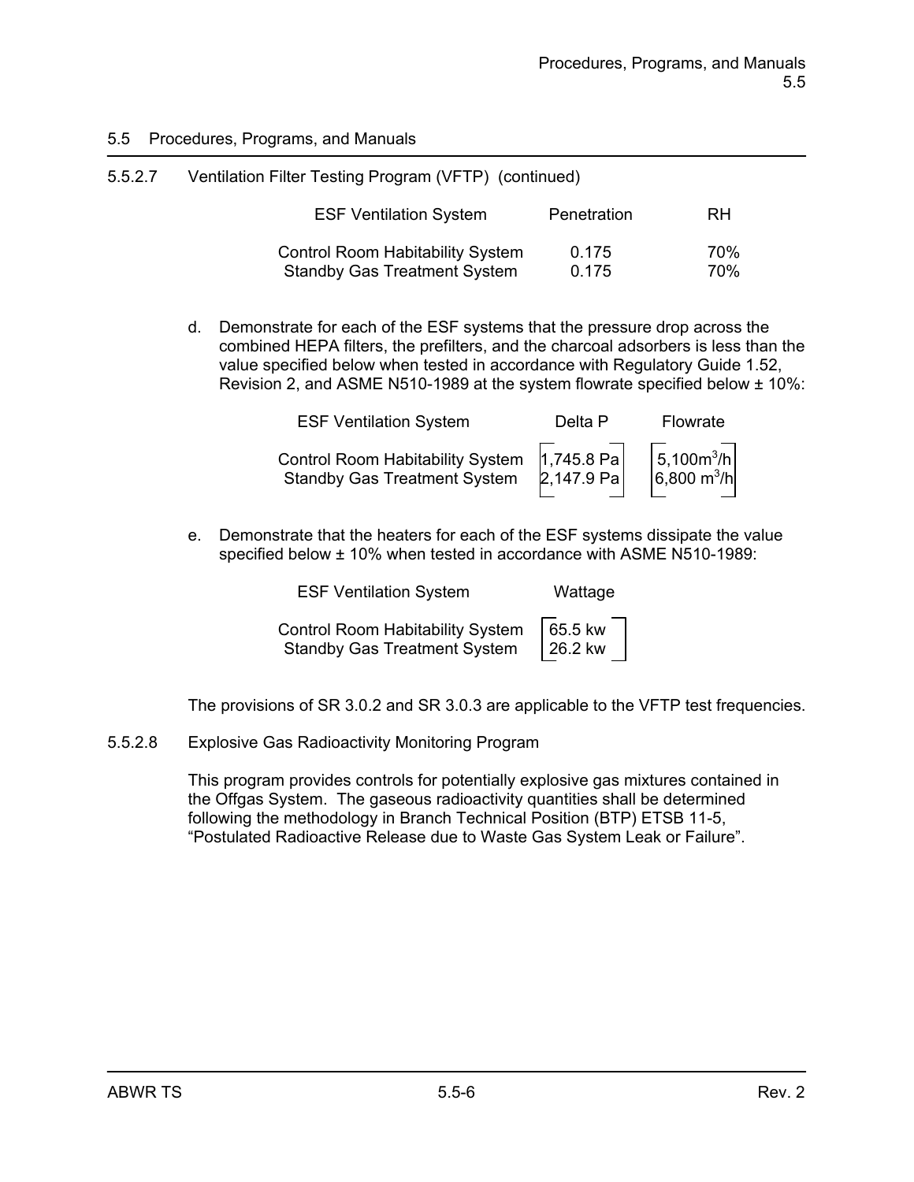## 5.5 Procedures, Programs, and Manuals

5.5.2.7 Ventilation Filter Testing Program (VFTP) (continued)

| ESF Ventilation System | Penetration | RH |
|---|---|---|
| Control Room Habitability System | 0.175 | 70% |
| Standby Gas Treatment System | 0.175 | 70% |

d. Demonstrate for each of the ESF systems that the pressure drop across the combined HEPA filters, the prefilters, and the charcoal adsorbers is less than the value specified below when tested in accordance with Regulatory Guide 1.52, Revision 2, and ASME N510-1989 at the system flowrate specified below ± 10%:

| ESF Ventilation System | Delta P | Flowrate |
|---|---|---|
| Control Room Habitability System | [1,745.8 Pa] | [$5,100 m^3/h$] |
| Standby Gas Treatment System | [2,147.9 Pa] | [$6,800 m^3/h$] |

e. Demonstrate that the heaters for each of the ESF systems dissipate the value specified below ± 10% when tested in accordance with ASME N510-1989:

| ESF Ventilation System | Wattage |
|---|---|
| Control Room Habitability System | [65.5 kw] |
| Standby Gas Treatment System | [26.2 kw] |

The provisions of SR 3.0.2 and SR 3.0.3 are applicable to the VFTP test frequencies.

5.5.2.8 Explosive Gas Radioactivity Monitoring Program

This program provides controls for potentially explosive gas mixtures contained in the Offgas System. The gaseous radioactivity quantities shall be determined following the methodology in Branch Technical Position (BTP) ETSB 11-5, "Postulated Radioactive Release due to Waste Gas System Leak or Failure".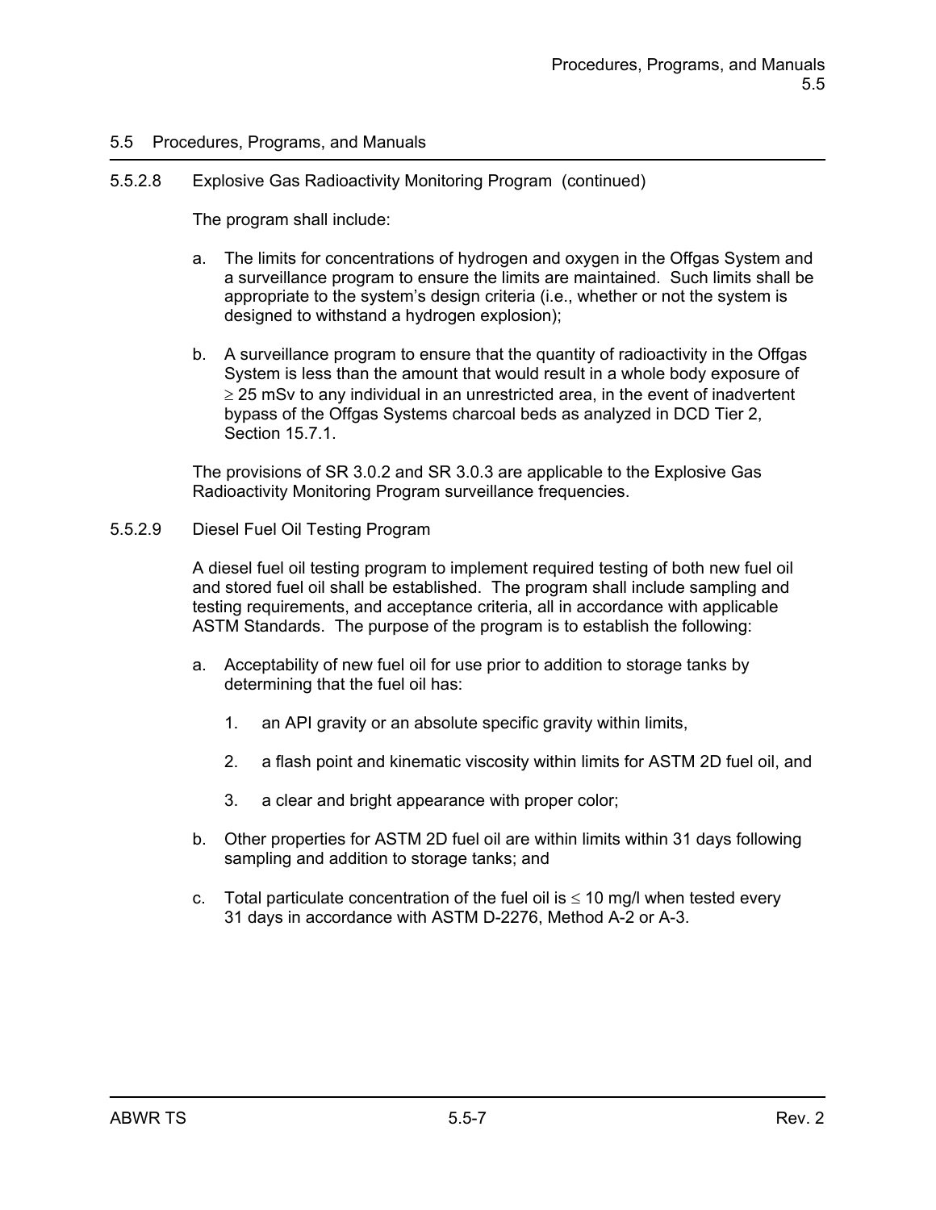## 5.5 Procedures, Programs, and Manuals

### 5.5.2.8 Explosive Gas Radioactivity Monitoring Program (continued)

The program shall include:

a. The limits for concentrations of hydrogen and oxygen in the Offgas System and a surveillance program to ensure the limits are maintained. Such limits shall be appropriate to the system's design criteria (i.e., whether or not the system is designed to withstand a hydrogen explosion);

b. A surveillance program to ensure that the quantity of radioactivity in the Offgas System is less than the amount that would result in a whole body exposure of $\geq$ 25 mSv to any individual in an unrestricted area, in the event of inadvertent bypass of the Offgas Systems charcoal beds as analyzed in DCD Tier 2, Section 15.7.1.

The provisions of SR 3.0.2 and SR 3.0.3 are applicable to the Explosive Gas Radioactivity Monitoring Program surveillance frequencies.

### 5.5.2.9 Diesel Fuel Oil Testing Program

A diesel fuel oil testing program to implement required testing of both new fuel oil and stored fuel oil shall be established. The program shall include sampling and testing requirements, and acceptance criteria, all in accordance with applicable ASTM Standards. The purpose of the program is to establish the following:

a. Acceptability of new fuel oil for use prior to addition to storage tanks by determining that the fuel oil has:

   1. an API gravity or an absolute specific gravity within limits,

   2. a flash point and kinematic viscosity within limits for ASTM 2D fuel oil, and

   3. a clear and bright appearance with proper color;

b. Other properties for ASTM 2D fuel oil are within limits within 31 days following sampling and addition to storage tanks; and

c. Total particulate concentration of the fuel oil is $\leq$ 10 mg/l when tested every 31 days in accordance with ASTM D-2276, Method A-2 or A-3.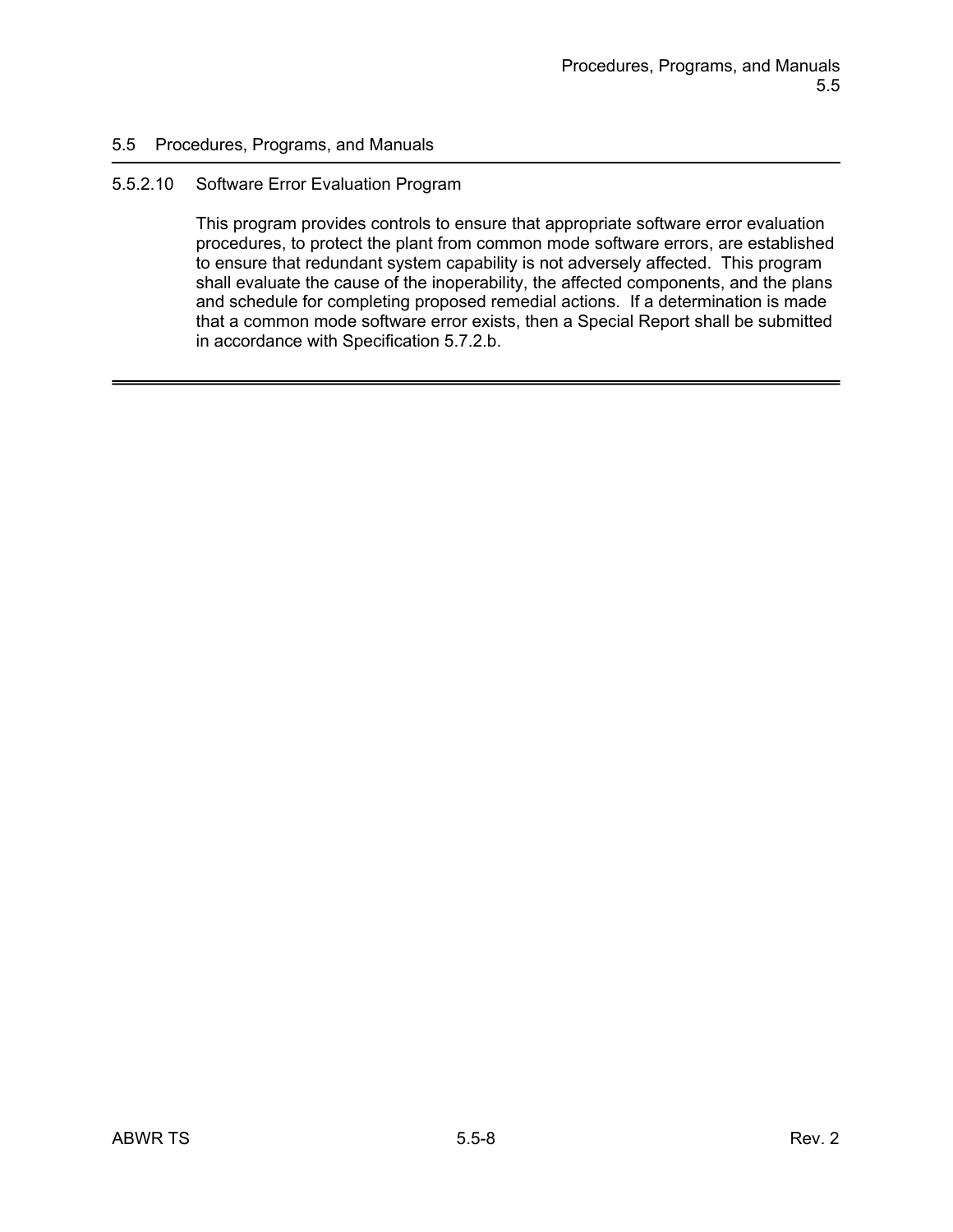## 5.5 Procedures, Programs, and Manuals

### 5.5.2.10 Software Error Evaluation Program

This program provides controls to ensure that appropriate software error evaluation procedures, to protect the plant from common mode software errors, are established to ensure that redundant system capability is not adversely affected. This program shall evaluate the cause of the inoperability, the affected components, and the plans and schedule for completing proposed remedial actions. If a determination is made that a common mode software error exists, then a Special Report shall be submitted in accordance with Specification 5.7.2.b.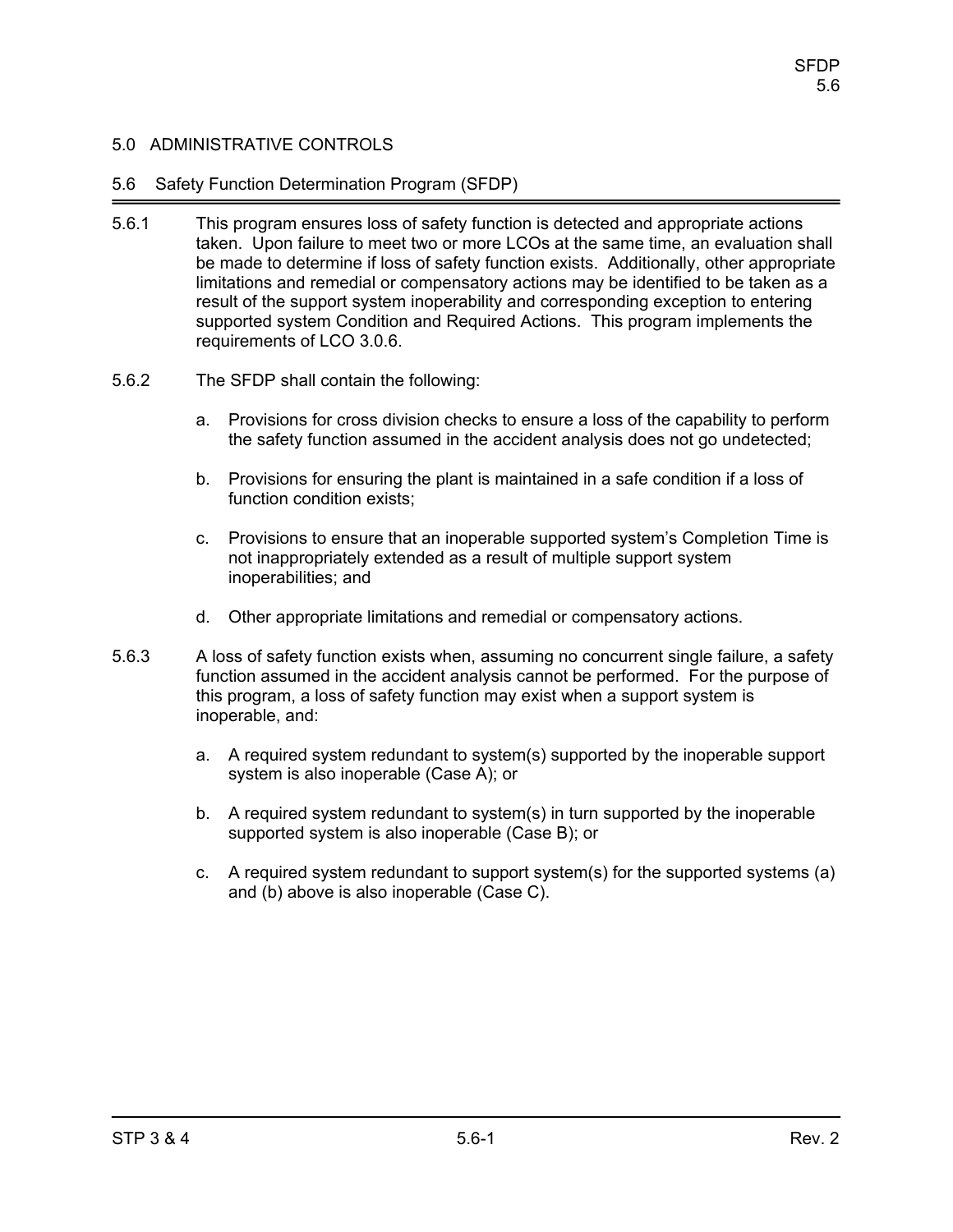## 5.0 ADMINISTRATIVE CONTROLS

### 5.6 Safety Function Determination Program (SFDP)

5.6.1 This program ensures loss of safety function is detected and appropriate actions taken. Upon failure to meet two or more LCOs at the same time, an evaluation shall be made to determine if loss of safety function exists. Additionally, other appropriate limitations and remedial or compensatory actions may be identified to be taken as a result of the support system inoperability and corresponding exception to entering supported system Condition and Required Actions. This program implements the requirements of LCO 3.0.6.

5.6.2 The SFDP shall contain the following:

a. Provisions for cross division checks to ensure a loss of the capability to perform the safety function assumed in the accident analysis does not go undetected;

b. Provisions for ensuring the plant is maintained in a safe condition if a loss of function condition exists;

c. Provisions to ensure that an inoperable supported system's Completion Time is not inappropriately extended as a result of multiple support system inoperabilities; and

d. Other appropriate limitations and remedial or compensatory actions.

5.6.3 A loss of safety function exists when, assuming no concurrent single failure, a safety function assumed in the accident analysis cannot be performed. For the purpose of this program, a loss of safety function may exist when a support system is inoperable, and:

a. A required system redundant to system(s) supported by the inoperable support system is also inoperable (Case A); or

b. A required system redundant to system(s) in turn supported by the inoperable supported system is also inoperable (Case B); or

c. A required system redundant to support system(s) for the supported systems (a) and (b) above is also inoperable (Case C).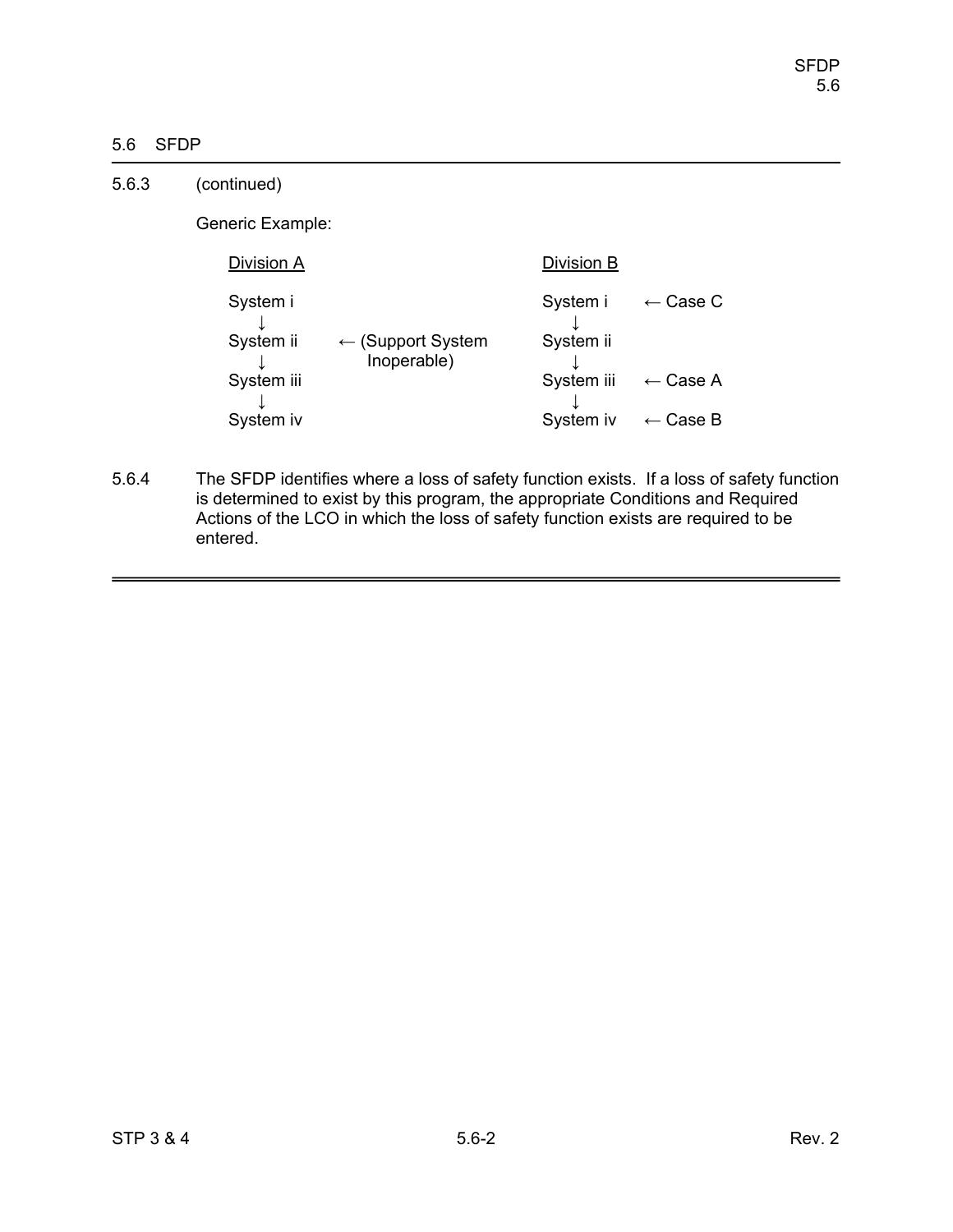## 5.6 SFDP

5.6.3 (continued)

Generic Example:

```
Division A                                  Division B

System i                                    System i     ← Case C
   ↓                                           ↓
System ii     ← (Support System             System ii
   ↓              Inoperable)                  ↓
System iii                                  System iii   ← Case A
   ↓                                           ↓
System iv                                   System iv    ← Case B
```

5.6.4 The SFDP identifies where a loss of safety function exists. If a loss of safety function is determined to exist by this program, the appropriate Conditions and Required Actions of the LCO in which the loss of safety function exists are required to be entered.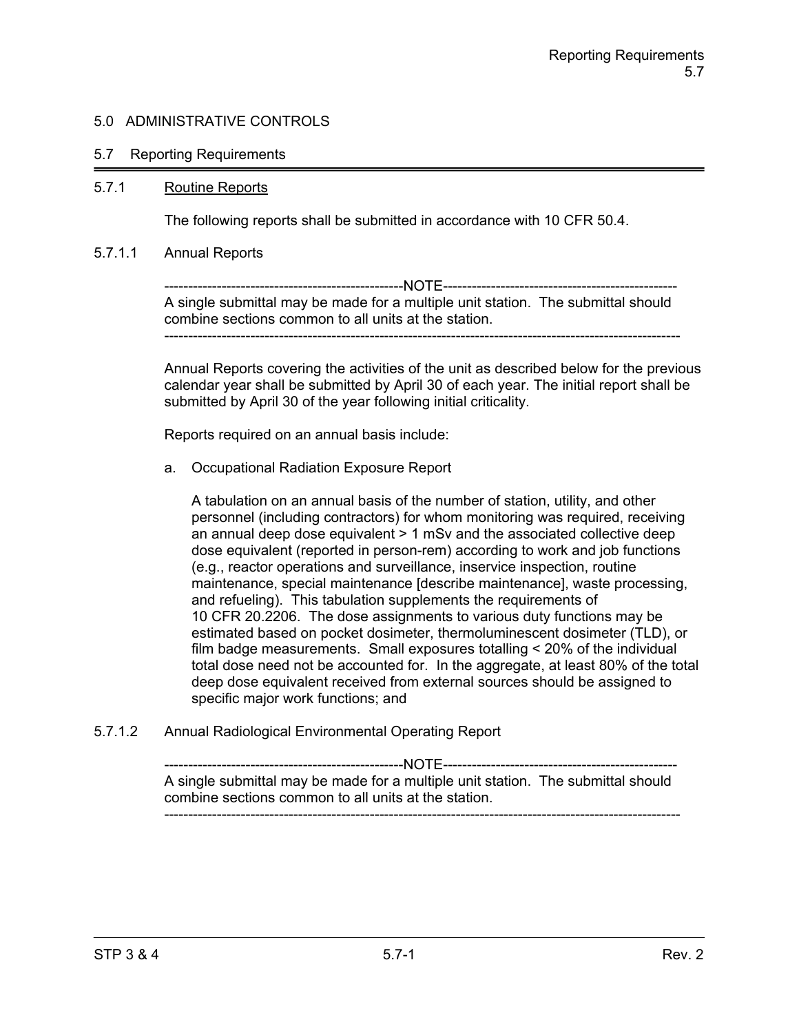## 5.0 ADMINISTRATIVE CONTROLS

### 5.7 Reporting Requirements

#### 5.7.1 Routine Reports

The following reports shall be submitted in accordance with 10 CFR 50.4.

##### 5.7.1.1 Annual Reports

-------------------------------------------------NOTE-------------------------------------------------
A single submittal may be made for a multiple unit station. The submittal should combine sections common to all units at the station.
----------------------------------------------------------------------------------------------------------

Annual Reports covering the activities of the unit as described below for the previous calendar year shall be submitted by April 30 of each year. The initial report shall be submitted by April 30 of the year following initial criticality.

Reports required on an annual basis include:

a. Occupational Radiation Exposure Report

   A tabulation on an annual basis of the number of station, utility, and other personnel (including contractors) for whom monitoring was required, receiving an annual deep dose equivalent > 1 mSv and the associated collective deep dose equivalent (reported in person-rem) according to work and job functions (e.g., reactor operations and surveillance, inservice inspection, routine maintenance, special maintenance [describe maintenance], waste processing, and refueling). This tabulation supplements the requirements of 10 CFR 20.2206. The dose assignments to various duty functions may be estimated based on pocket dosimeter, thermoluminescent dosimeter (TLD), or film badge measurements. Small exposures totalling < 20% of the individual total dose need not be accounted for. In the aggregate, at least 80% of the total deep dose equivalent received from external sources should be assigned to specific major work functions; and

##### 5.7.1.2 Annual Radiological Environmental Operating Report

-------------------------------------------------NOTE-------------------------------------------------
A single submittal may be made for a multiple unit station. The submittal should combine sections common to all units at the station.
----------------------------------------------------------------------------------------------------------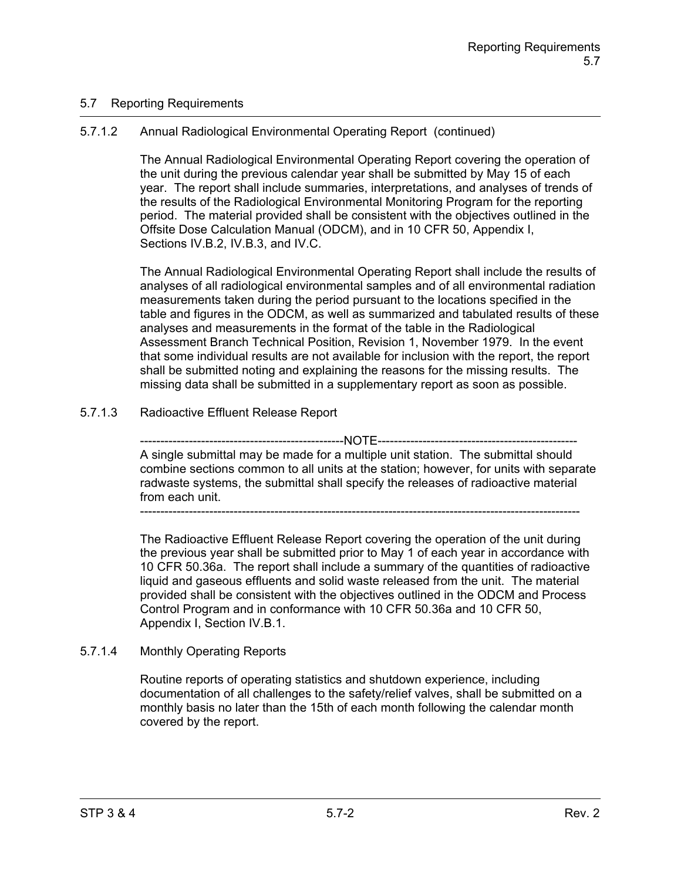## 5.7 Reporting Requirements

### 5.7.1.2 Annual Radiological Environmental Operating Report (continued)

The Annual Radiological Environmental Operating Report covering the operation of the unit during the previous calendar year shall be submitted by May 15 of each year. The report shall include summaries, interpretations, and analyses of trends of the results of the Radiological Environmental Monitoring Program for the reporting period. The material provided shall be consistent with the objectives outlined in the Offsite Dose Calculation Manual (ODCM), and in 10 CFR 50, Appendix I, Sections IV.B.2, IV.B.3, and IV.C.

The Annual Radiological Environmental Operating Report shall include the results of analyses of all radiological environmental samples and of all environmental radiation measurements taken during the period pursuant to the locations specified in the table and figures in the ODCM, as well as summarized and tabulated results of these analyses and measurements in the format of the table in the Radiological Assessment Branch Technical Position, Revision 1, November 1979. In the event that some individual results are not available for inclusion with the report, the report shall be submitted noting and explaining the reasons for the missing results. The missing data shall be submitted in a supplementary report as soon as possible.

### 5.7.1.3 Radioactive Effluent Release Report

-------------------------------------------------NOTE-------------------------------------------------

A single submittal may be made for a multiple unit station. The submittal should combine sections common to all units at the station; however, for units with separate radwaste systems, the submittal shall specify the releases of radioactive material from each unit.

------------------------------------------------------------------------------------------------------------

The Radioactive Effluent Release Report covering the operation of the unit during the previous year shall be submitted prior to May 1 of each year in accordance with 10 CFR 50.36a. The report shall include a summary of the quantities of radioactive liquid and gaseous effluents and solid waste released from the unit. The material provided shall be consistent with the objectives outlined in the ODCM and Process Control Program and in conformance with 10 CFR 50.36a and 10 CFR 50, Appendix I, Section IV.B.1.

### 5.7.1.4 Monthly Operating Reports

Routine reports of operating statistics and shutdown experience, including documentation of all challenges to the safety/relief valves, shall be submitted on a monthly basis no later than the 15th of each month following the calendar month covered by the report.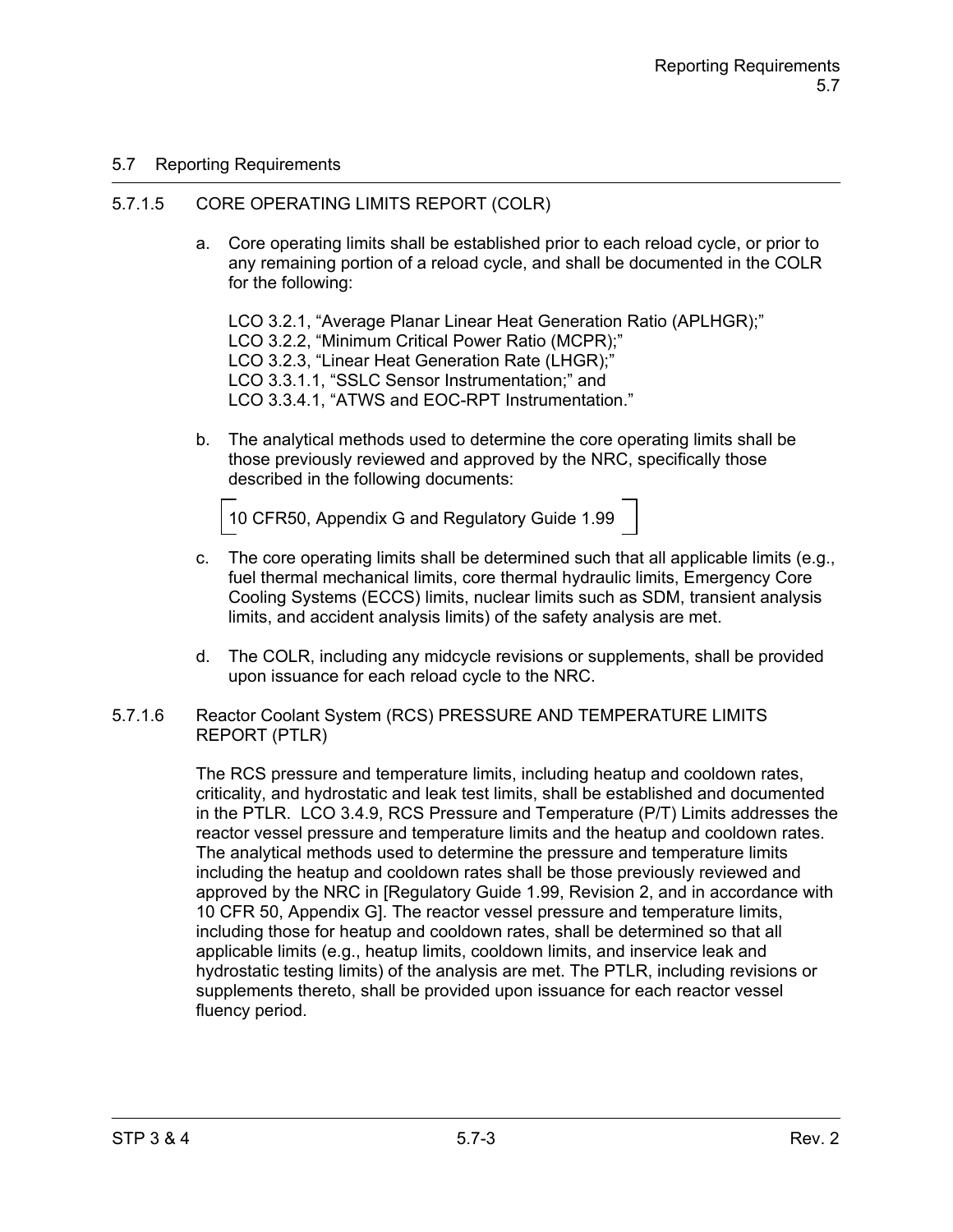## 5.7 Reporting Requirements

### 5.7.1.5 CORE OPERATING LIMITS REPORT (COLR)

a. Core operating limits shall be established prior to each reload cycle, or prior to any remaining portion of a reload cycle, and shall be documented in the COLR for the following:

   LCO 3.2.1, "Average Planar Linear Heat Generation Ratio (APLHGR);"
   LCO 3.2.2, "Minimum Critical Power Ratio (MCPR);"
   LCO 3.2.3, "Linear Heat Generation Rate (LHGR);"
   LCO 3.3.1.1, "SSLC Sensor Instrumentation;" and
   LCO 3.3.4.1, "ATWS and EOC-RPT Instrumentation."

b. The analytical methods used to determine the core operating limits shall be those previously reviewed and approved by the NRC, specifically those described in the following documents:

   [10 CFR50, Appendix G and Regulatory Guide 1.99]

c. The core operating limits shall be determined such that all applicable limits (e.g., fuel thermal mechanical limits, core thermal hydraulic limits, Emergency Core Cooling Systems (ECCS) limits, nuclear limits such as SDM, transient analysis limits, and accident analysis limits) of the safety analysis are met.

d. The COLR, including any midcycle revisions or supplements, shall be provided upon issuance for each reload cycle to the NRC.

### 5.7.1.6 Reactor Coolant System (RCS) PRESSURE AND TEMPERATURE LIMITS REPORT (PTLR)

The RCS pressure and temperature limits, including heatup and cooldown rates, criticality, and hydrostatic and leak test limits, shall be established and documented in the PTLR. LCO 3.4.9, RCS Pressure and Temperature (P/T) Limits addresses the reactor vessel pressure and temperature limits and the heatup and cooldown rates. The analytical methods used to determine the pressure and temperature limits including the heatup and cooldown rates shall be those previously reviewed and approved by the NRC in [Regulatory Guide 1.99, Revision 2, and in accordance with 10 CFR 50, Appendix G]. The reactor vessel pressure and temperature limits, including those for heatup and cooldown rates, shall be determined so that all applicable limits (e.g., heatup limits, cooldown limits, and inservice leak and hydrostatic testing limits) of the analysis are met. The PTLR, including revisions or supplements thereto, shall be provided upon issuance for each reactor vessel fluency period.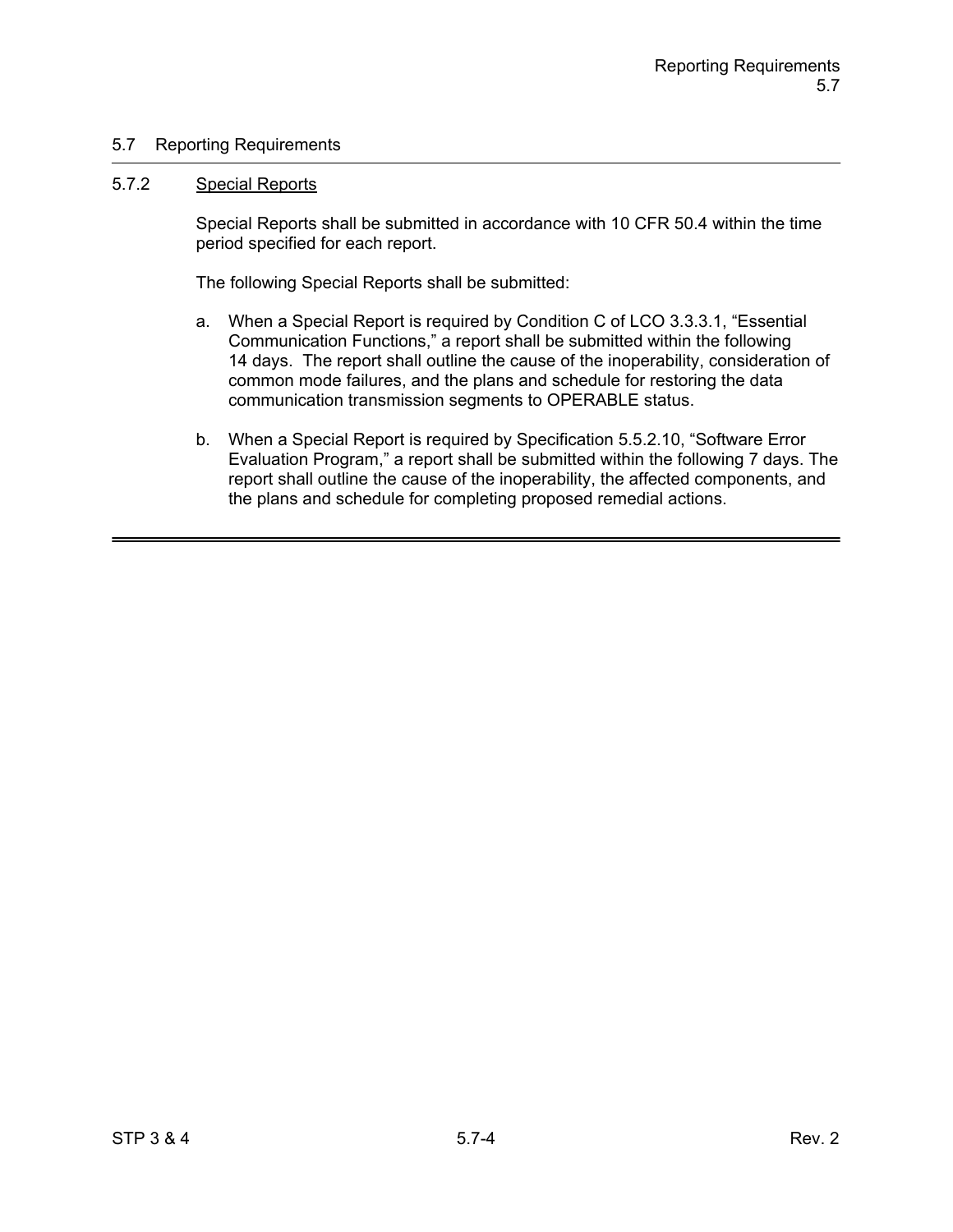## 5.7 Reporting Requirements

### 5.7.2 Special Reports

Special Reports shall be submitted in accordance with 10 CFR 50.4 within the time period specified for each report.

The following Special Reports shall be submitted:

a. When a Special Report is required by Condition C of LCO 3.3.3.1, "Essential Communication Functions," a report shall be submitted within the following 14 days. The report shall outline the cause of the inoperability, consideration of common mode failures, and the plans and schedule for restoring the data communication transmission segments to OPERABLE status.

b. When a Special Report is required by Specification 5.5.2.10, "Software Error Evaluation Program," a report shall be submitted within the following 7 days. The report shall outline the cause of the inoperability, the affected components, and the plans and schedule for completing proposed remedial actions.